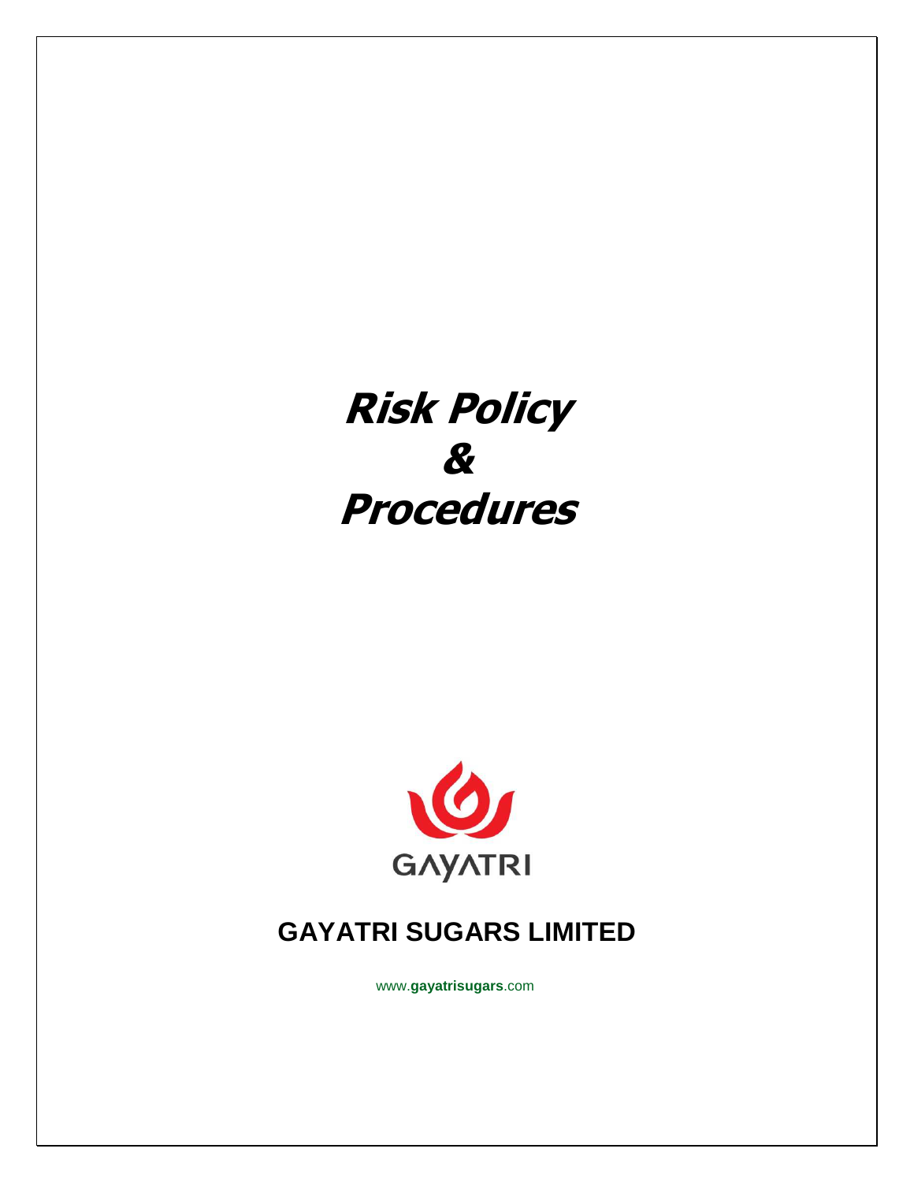# Risk Policy
# &
# Procedures

GAYATRI

## GAYATRI SUGARS LIMITED

www.gayatrisugars.com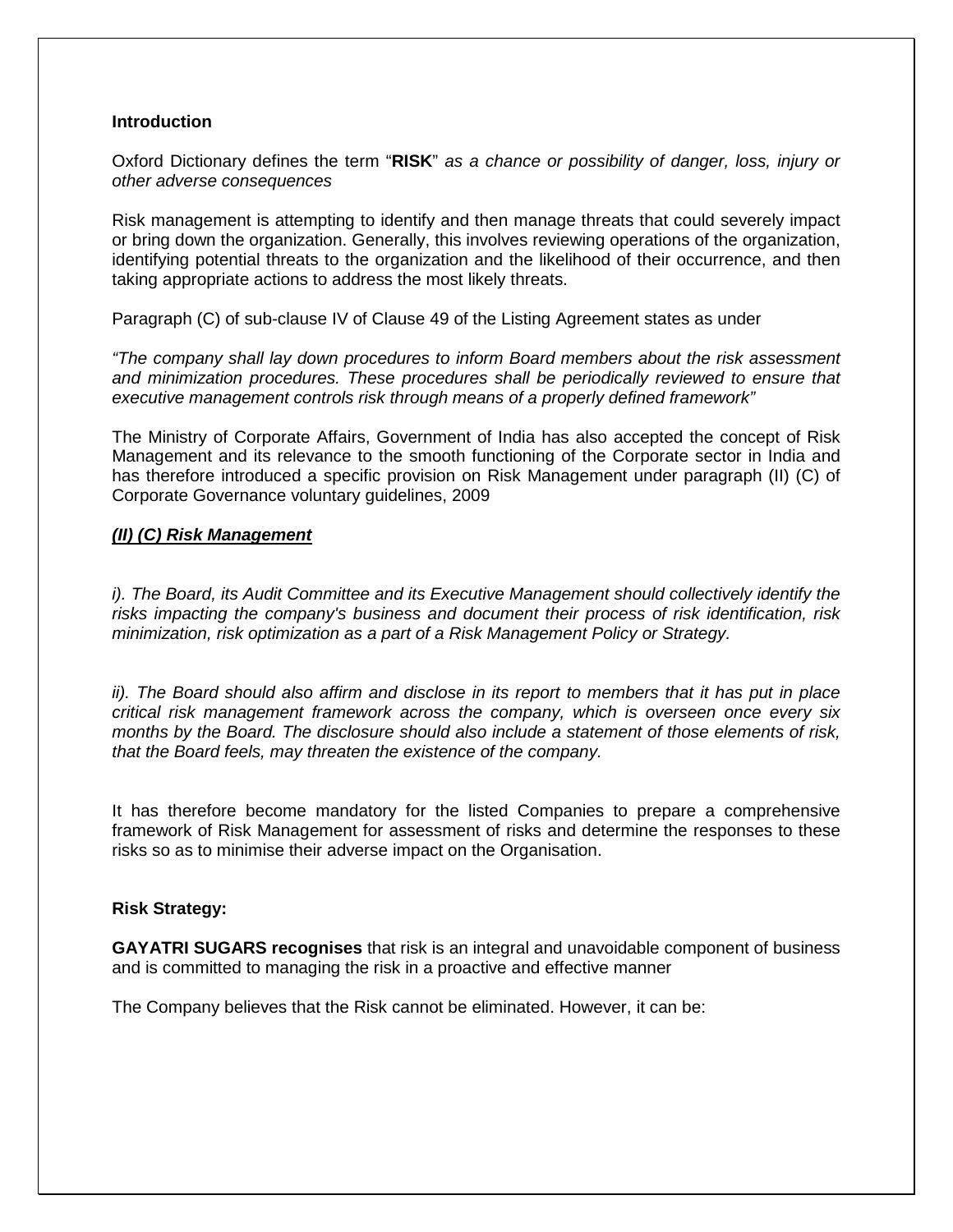**Introduction**

Oxford Dictionary defines the term "**RISK**" *as a chance or possibility of danger, loss, injury or other adverse consequences*

Risk management is attempting to identify and then manage threats that could severely impact or bring down the organization. Generally, this involves reviewing operations of the organization, identifying potential threats to the organization and the likelihood of their occurrence, and then taking appropriate actions to address the most likely threats.

Paragraph (C) of sub-clause IV of Clause 49 of the Listing Agreement states as under

*"The company shall lay down procedures to inform Board members about the risk assessment and minimization procedures. These procedures shall be periodically reviewed to ensure that executive management controls risk through means of a properly defined framework"*

The Ministry of Corporate Affairs, Government of India has also accepted the concept of Risk Management and its relevance to the smooth functioning of the Corporate sector in India and has therefore introduced a specific provision on Risk Management under paragraph (II) (C) of Corporate Governance voluntary guidelines, 2009

***(II) (C) Risk Management***

*i). The Board, its Audit Committee and its Executive Management should collectively identify the risks impacting the company's business and document their process of risk identification, risk minimization, risk optimization as a part of a Risk Management Policy or Strategy.*

*ii). The Board should also affirm and disclose in its report to members that it has put in place critical risk management framework across the company, which is overseen once every six months by the Board. The disclosure should also include a statement of those elements of risk, that the Board feels, may threaten the existence of the company.*

It has therefore become mandatory for the listed Companies to prepare a comprehensive framework of Risk Management for assessment of risks and determine the responses to these risks so as to minimise their adverse impact on the Organisation.

**Risk Strategy:**

**GAYATRI SUGARS recognises** that risk is an integral and unavoidable component of business and is committed to managing the risk in a proactive and effective manner

The Company believes that the Risk cannot be eliminated. However, it can be: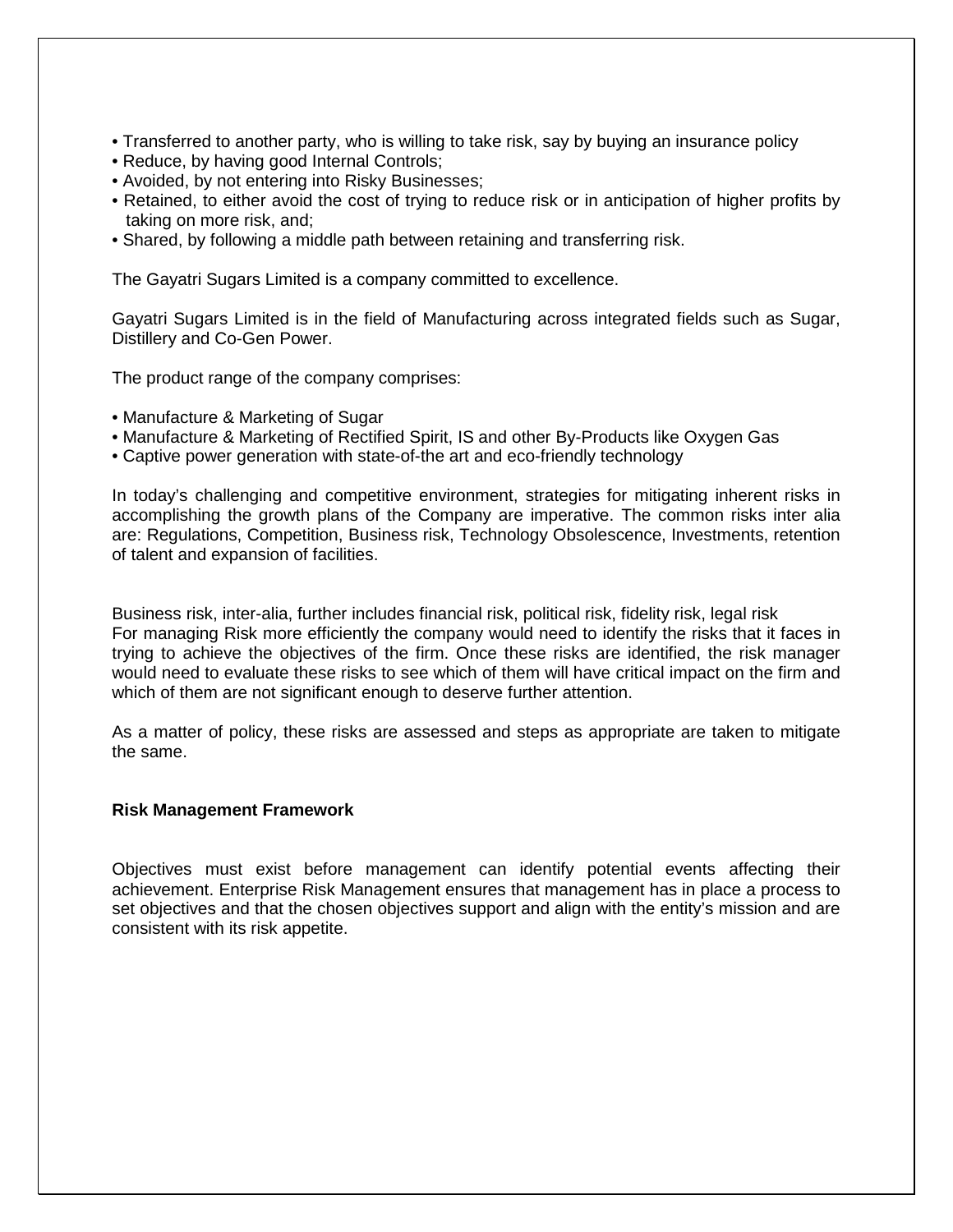- Transferred to another party, who is willing to take risk, say by buying an insurance policy
- Reduce, by having good Internal Controls;
- Avoided, by not entering into Risky Businesses;
- Retained, to either avoid the cost of trying to reduce risk or in anticipation of higher profits by taking on more risk, and;
- Shared, by following a middle path between retaining and transferring risk.

The Gayatri Sugars Limited is a company committed to excellence.

Gayatri Sugars Limited is in the field of Manufacturing across integrated fields such as Sugar, Distillery and Co-Gen Power.

The product range of the company comprises:

- Manufacture & Marketing of Sugar
- Manufacture & Marketing of Rectified Spirit, IS and other By-Products like Oxygen Gas
- Captive power generation with state-of-the art and eco-friendly technology

In today's challenging and competitive environment, strategies for mitigating inherent risks in accomplishing the growth plans of the Company are imperative. The common risks inter alia are: Regulations, Competition, Business risk, Technology Obsolescence, Investments, retention of talent and expansion of facilities.

Business risk, inter-alia, further includes financial risk, political risk, fidelity risk, legal risk
For managing Risk more efficiently the company would need to identify the risks that it faces in trying to achieve the objectives of the firm. Once these risks are identified, the risk manager would need to evaluate these risks to see which of them will have critical impact on the firm and which of them are not significant enough to deserve further attention.

As a matter of policy, these risks are assessed and steps as appropriate are taken to mitigate the same.

**Risk Management Framework**

Objectives must exist before management can identify potential events affecting their achievement. Enterprise Risk Management ensures that management has in place a process to set objectives and that the chosen objectives support and align with the entity's mission and are consistent with its risk appetite.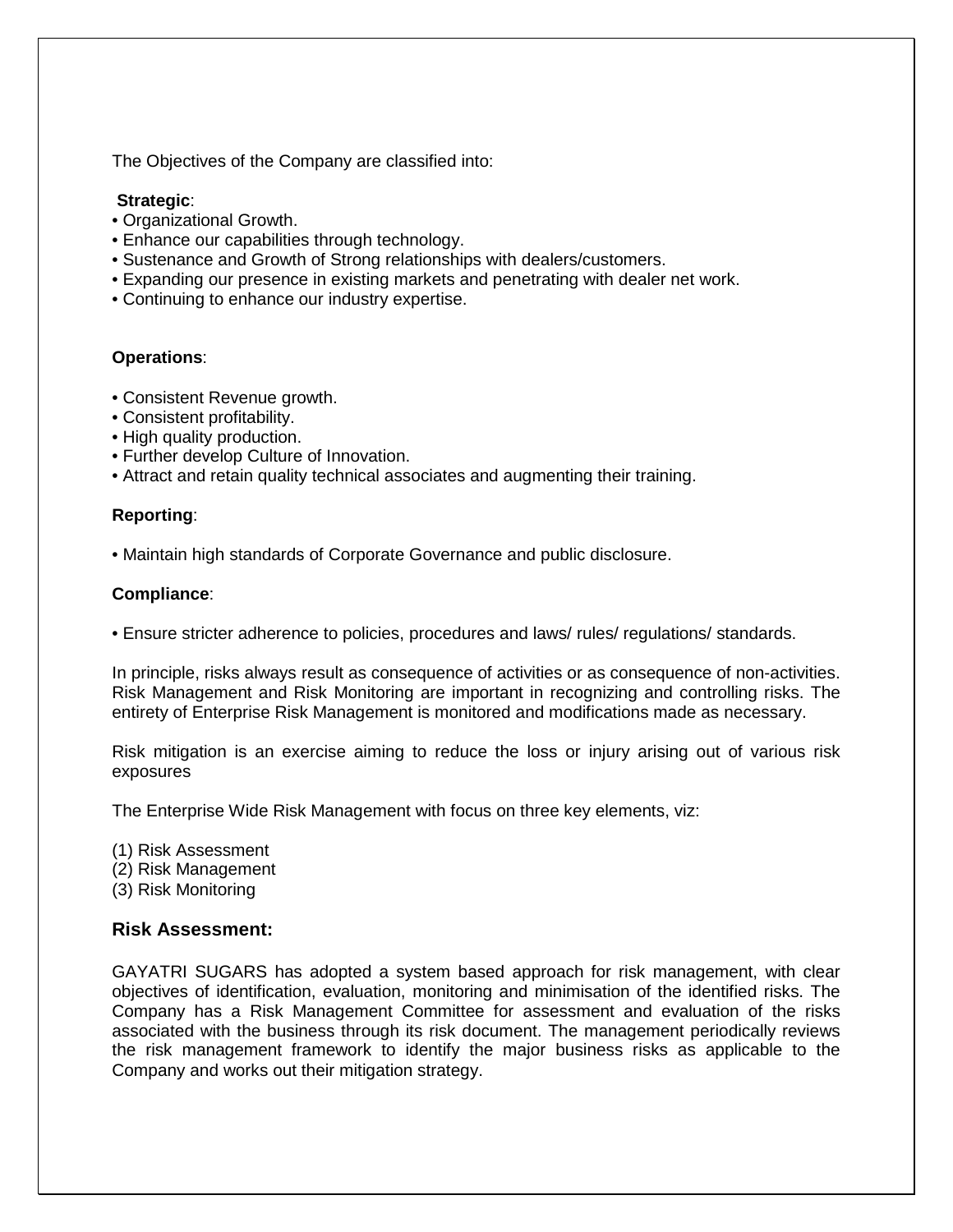The Objectives of the Company are classified into:

**Strategic**:

- Organizational Growth.
- Enhance our capabilities through technology.
- Sustenance and Growth of Strong relationships with dealers/customers.
- Expanding our presence in existing markets and penetrating with dealer net work.
- Continuing to enhance our industry expertise.

**Operations**:

- Consistent Revenue growth.
- Consistent profitability.
- High quality production.
- Further develop Culture of Innovation.
- Attract and retain quality technical associates and augmenting their training.

**Reporting**:

- Maintain high standards of Corporate Governance and public disclosure.

**Compliance**:

- Ensure stricter adherence to policies, procedures and laws/ rules/ regulations/ standards.

In principle, risks always result as consequence of activities or as consequence of non-activities. Risk Management and Risk Monitoring are important in recognizing and controlling risks. The entirety of Enterprise Risk Management is monitored and modifications made as necessary.

Risk mitigation is an exercise aiming to reduce the loss or injury arising out of various risk exposures

The Enterprise Wide Risk Management with focus on three key elements, viz:

(1) Risk Assessment
(2) Risk Management
(3) Risk Monitoring

### Risk Assessment:

GAYATRI SUGARS has adopted a system based approach for risk management, with clear objectives of identification, evaluation, monitoring and minimisation of the identified risks. The Company has a Risk Management Committee for assessment and evaluation of the risks associated with the business through its risk document. The management periodically reviews the risk management framework to identify the major business risks as applicable to the Company and works out their mitigation strategy.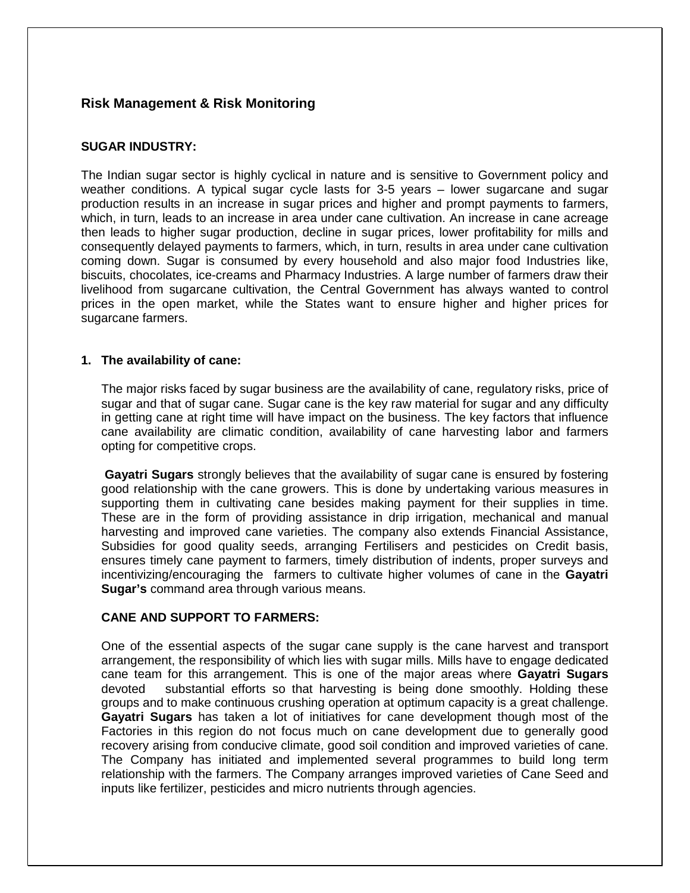## Risk Management & Risk Monitoring

**SUGAR INDUSTRY:**

The Indian sugar sector is highly cyclical in nature and is sensitive to Government policy and weather conditions. A typical sugar cycle lasts for 3-5 years – lower sugarcane and sugar production results in an increase in sugar prices and higher and prompt payments to farmers, which, in turn, leads to an increase in area under cane cultivation. An increase in cane acreage then leads to higher sugar production, decline in sugar prices, lower profitability for mills and consequently delayed payments to farmers, which, in turn, results in area under cane cultivation coming down. Sugar is consumed by every household and also major food Industries like, biscuits, chocolates, ice-creams and Pharmacy Industries. A large number of farmers draw their livelihood from sugarcane cultivation, the Central Government has always wanted to control prices in the open market, while the States want to ensure higher and higher prices for sugarcane farmers.

1. **The availability of cane:**

   The major risks faced by sugar business are the availability of cane, regulatory risks, price of sugar and that of sugar cane. Sugar cane is the key raw material for sugar and any difficulty in getting cane at right time will have impact on the business. The key factors that influence cane availability are climatic condition, availability of cane harvesting labor and farmers opting for competitive crops.

   **Gayatri Sugars** strongly believes that the availability of sugar cane is ensured by fostering good relationship with the cane growers. This is done by undertaking various measures in supporting them in cultivating cane besides making payment for their supplies in time. These are in the form of providing assistance in drip irrigation, mechanical and manual harvesting and improved cane varieties. The company also extends Financial Assistance, Subsidies for good quality seeds, arranging Fertilisers and pesticides on Credit basis, ensures timely cane payment to farmers, timely distribution of indents, proper surveys and incentivizing/encouraging the farmers to cultivate higher volumes of cane in the **Gayatri Sugar's** command area through various means.

   **CANE AND SUPPORT TO FARMERS:**

   One of the essential aspects of the sugar cane supply is the cane harvest and transport arrangement, the responsibility of which lies with sugar mills. Mills have to engage dedicated cane team for this arrangement. This is one of the major areas where **Gayatri Sugars** devoted substantial efforts so that harvesting is being done smoothly. Holding these groups and to make continuous crushing operation at optimum capacity is a great challenge. **Gayatri Sugars** has taken a lot of initiatives for cane development though most of the Factories in this region do not focus much on cane development due to generally good recovery arising from conducive climate, good soil condition and improved varieties of cane. The Company has initiated and implemented several programmes to build long term relationship with the farmers. The Company arranges improved varieties of Cane Seed and inputs like fertilizer, pesticides and micro nutrients through agencies.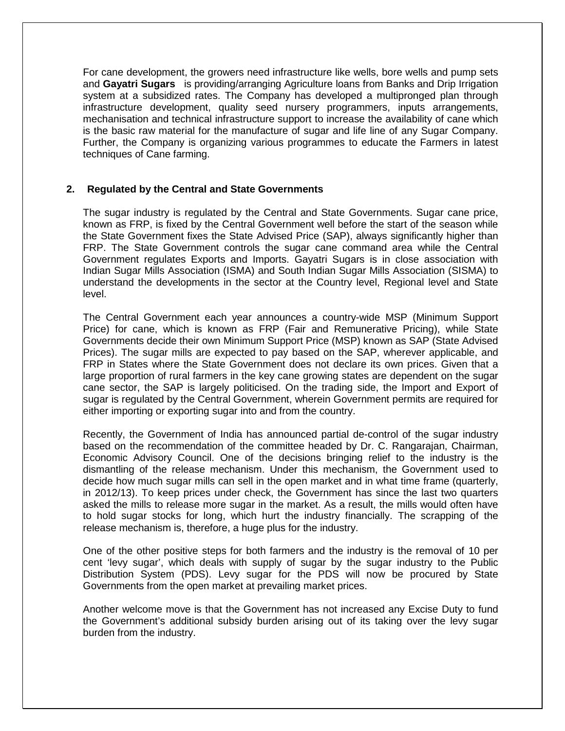For cane development, the growers need infrastructure like wells, bore wells and pump sets and **Gayatri Sugars** is providing/arranging Agriculture loans from Banks and Drip Irrigation system at a subsidized rates. The Company has developed a multipronged plan through infrastructure development, quality seed nursery programmers, inputs arrangements, mechanisation and technical infrastructure support to increase the availability of cane which is the basic raw material for the manufacture of sugar and life line of any Sugar Company. Further, the Company is organizing various programmes to educate the Farmers in latest techniques of Cane farming.

## 2. Regulated by the Central and State Governments

The sugar industry is regulated by the Central and State Governments. Sugar cane price, known as FRP, is fixed by the Central Government well before the start of the season while the State Government fixes the State Advised Price (SAP), always significantly higher than FRP. The State Government controls the sugar cane command area while the Central Government regulates Exports and Imports. Gayatri Sugars is in close association with Indian Sugar Mills Association (ISMA) and South Indian Sugar Mills Association (SISMA) to understand the developments in the sector at the Country level, Regional level and State level.

The Central Government each year announces a country-wide MSP (Minimum Support Price) for cane, which is known as FRP (Fair and Remunerative Pricing), while State Governments decide their own Minimum Support Price (MSP) known as SAP (State Advised Prices). The sugar mills are expected to pay based on the SAP, wherever applicable, and FRP in States where the State Government does not declare its own prices. Given that a large proportion of rural farmers in the key cane growing states are dependent on the sugar cane sector, the SAP is largely politicised. On the trading side, the Import and Export of sugar is regulated by the Central Government, wherein Government permits are required for either importing or exporting sugar into and from the country.

Recently, the Government of India has announced partial de-control of the sugar industry based on the recommendation of the committee headed by Dr. C. Rangarajan, Chairman, Economic Advisory Council. One of the decisions bringing relief to the industry is the dismantling of the release mechanism. Under this mechanism, the Government used to decide how much sugar mills can sell in the open market and in what time frame (quarterly, in 2012/13). To keep prices under check, the Government has since the last two quarters asked the mills to release more sugar in the market. As a result, the mills would often have to hold sugar stocks for long, which hurt the industry financially. The scrapping of the release mechanism is, therefore, a huge plus for the industry.

One of the other positive steps for both farmers and the industry is the removal of 10 per cent 'levy sugar', which deals with supply of sugar by the sugar industry to the Public Distribution System (PDS). Levy sugar for the PDS will now be procured by State Governments from the open market at prevailing market prices.

Another welcome move is that the Government has not increased any Excise Duty to fund the Government's additional subsidy burden arising out of its taking over the levy sugar burden from the industry.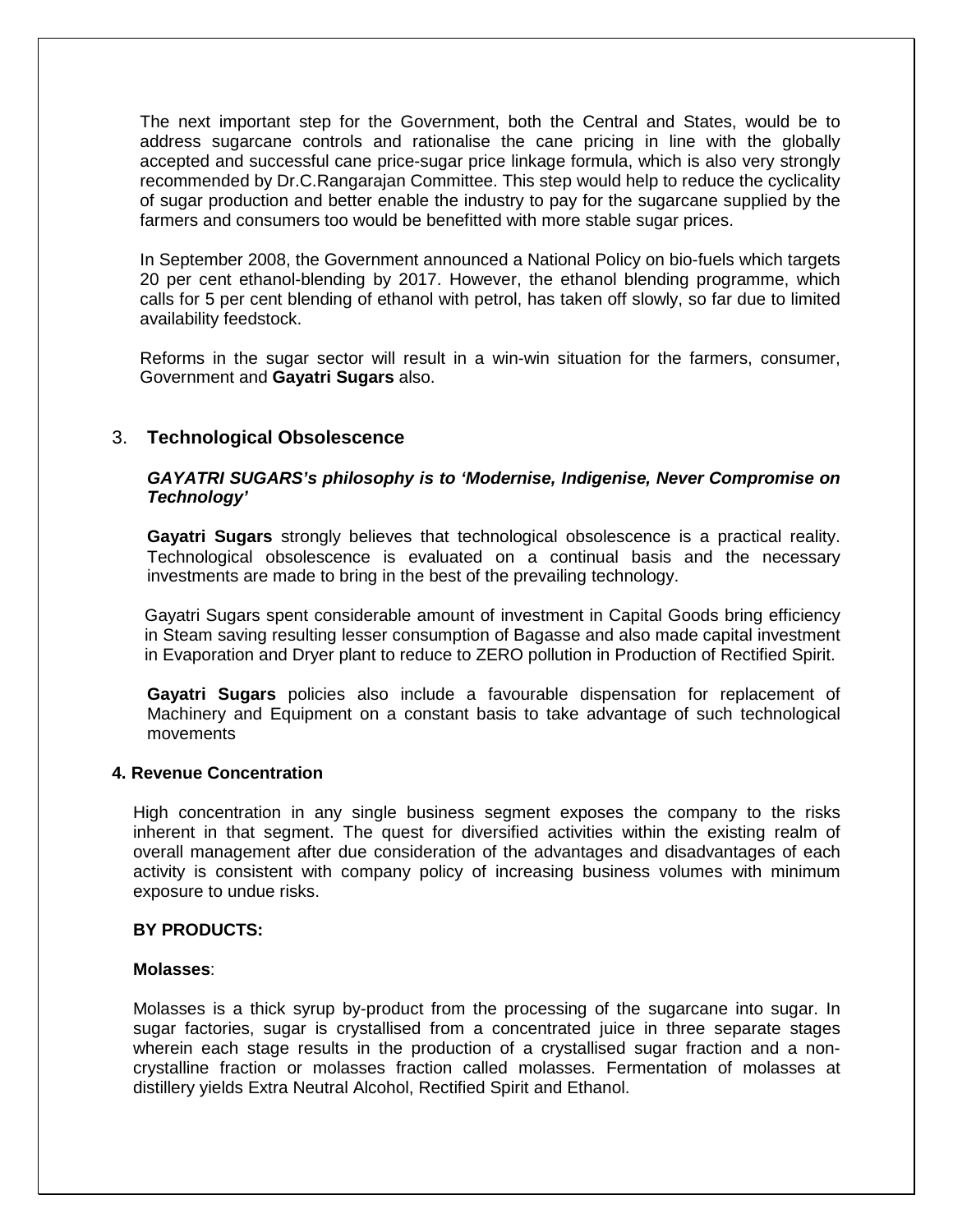The next important step for the Government, both the Central and States, would be to address sugarcane controls and rationalise the cane pricing in line with the globally accepted and successful cane price-sugar price linkage formula, which is also very strongly recommended by Dr.C.Rangarajan Committee. This step would help to reduce the cyclicality of sugar production and better enable the industry to pay for the sugarcane supplied by the farmers and consumers too would be benefitted with more stable sugar prices.

In September 2008, the Government announced a National Policy on bio-fuels which targets 20 per cent ethanol-blending by 2017. However, the ethanol blending programme, which calls for 5 per cent blending of ethanol with petrol, has taken off slowly, so far due to limited availability feedstock.

Reforms in the sugar sector will result in a win-win situation for the farmers, consumer, Government and **Gayatri Sugars** also.

## 3. Technological Obsolescence

***GAYATRI SUGARS's philosophy is to 'Modernise, Indigenise, Never Compromise on Technology'***

**Gayatri Sugars** strongly believes that technological obsolescence is a practical reality. Technological obsolescence is evaluated on a continual basis and the necessary investments are made to bring in the best of the prevailing technology.

Gayatri Sugars spent considerable amount of investment in Capital Goods bring efficiency in Steam saving resulting lesser consumption of Bagasse and also made capital investment in Evaporation and Dryer plant to reduce to ZERO pollution in Production of Rectified Spirit.

**Gayatri Sugars** policies also include a favourable dispensation for replacement of Machinery and Equipment on a constant basis to take advantage of such technological movements

## 4. Revenue Concentration

High concentration in any single business segment exposes the company to the risks inherent in that segment. The quest for diversified activities within the existing realm of overall management after due consideration of the advantages and disadvantages of each activity is consistent with company policy of increasing business volumes with minimum exposure to undue risks.

**BY PRODUCTS:**

**Molasses**:

Molasses is a thick syrup by-product from the processing of the sugarcane into sugar. In sugar factories, sugar is crystallised from a concentrated juice in three separate stages wherein each stage results in the production of a crystallised sugar fraction and a non-crystalline fraction or molasses fraction called molasses. Fermentation of molasses at distillery yields Extra Neutral Alcohol, Rectified Spirit and Ethanol.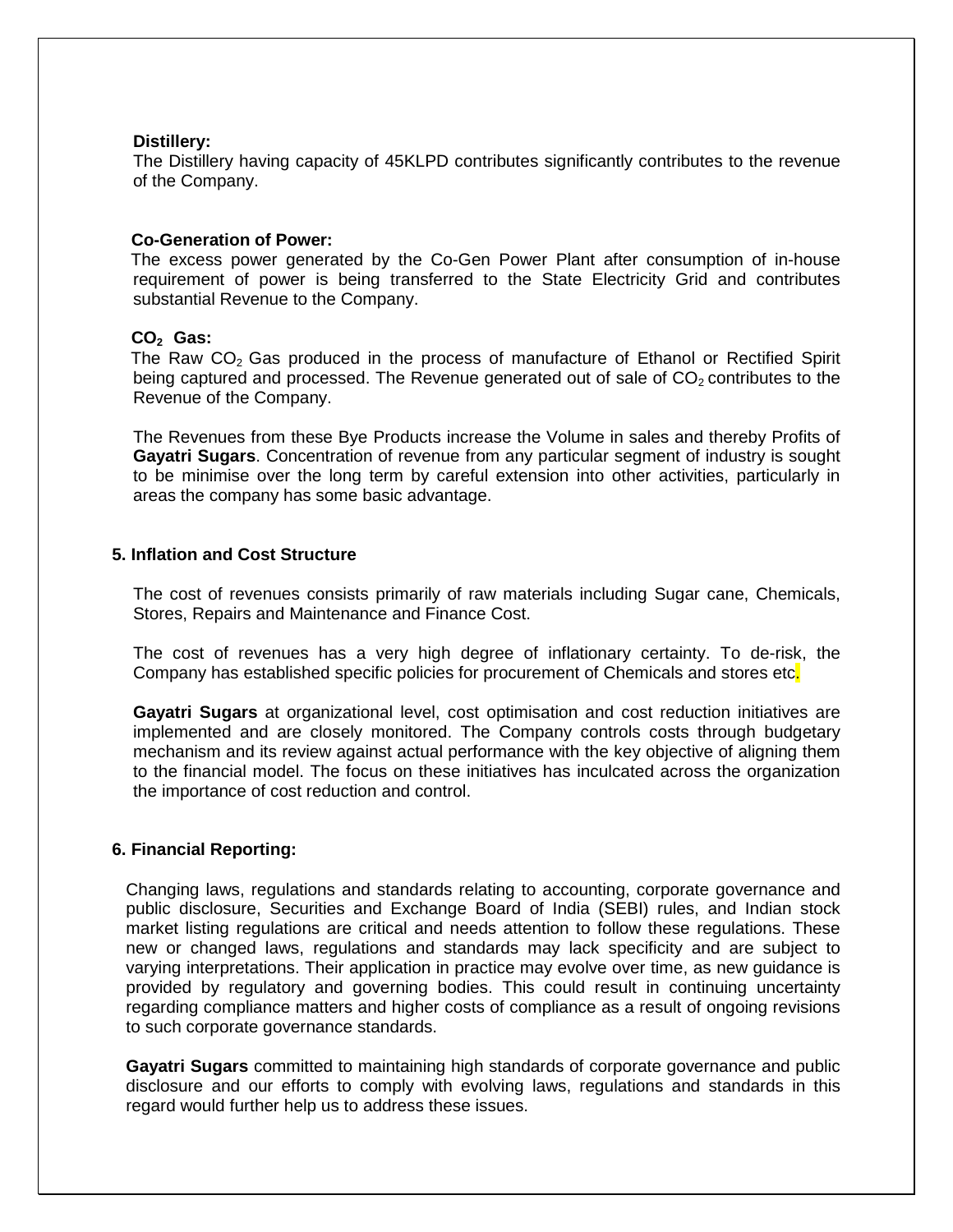**Distillery:**

The Distillery having capacity of 45KLPD contributes significantly contributes to the revenue of the Company.

**Co-Generation of Power:**

The excess power generated by the Co-Gen Power Plant after consumption of in-house requirement of power is being transferred to the State Electricity Grid and contributes substantial Revenue to the Company.

**$CO_2$ Gas:**

The Raw $CO_2$ Gas produced in the process of manufacture of Ethanol or Rectified Spirit being captured and processed. The Revenue generated out of sale of $CO_2$ contributes to the Revenue of the Company.

The Revenues from these Bye Products increase the Volume in sales and thereby Profits of **Gayatri Sugars**. Concentration of revenue from any particular segment of industry is sought to be minimise over the long term by careful extension into other activities, particularly in areas the company has some basic advantage.

## 5. Inflation and Cost Structure

The cost of revenues consists primarily of raw materials including Sugar cane, Chemicals, Stores, Repairs and Maintenance and Finance Cost.

The cost of revenues has a very high degree of inflationary certainty. To de-risk, the Company has established specific policies for procurement of Chemicals and stores etc.

**Gayatri Sugars** at organizational level, cost optimisation and cost reduction initiatives are implemented and are closely monitored. The Company controls costs through budgetary mechanism and its review against actual performance with the key objective of aligning them to the financial model. The focus on these initiatives has inculcated across the organization the importance of cost reduction and control.

## 6. Financial Reporting:

Changing laws, regulations and standards relating to accounting, corporate governance and public disclosure, Securities and Exchange Board of India (SEBI) rules, and Indian stock market listing regulations are critical and needs attention to follow these regulations. These new or changed laws, regulations and standards may lack specificity and are subject to varying interpretations. Their application in practice may evolve over time, as new guidance is provided by regulatory and governing bodies. This could result in continuing uncertainty regarding compliance matters and higher costs of compliance as a result of ongoing revisions to such corporate governance standards.

**Gayatri Sugars** committed to maintaining high standards of corporate governance and public disclosure and our efforts to comply with evolving laws, regulations and standards in this regard would further help us to address these issues.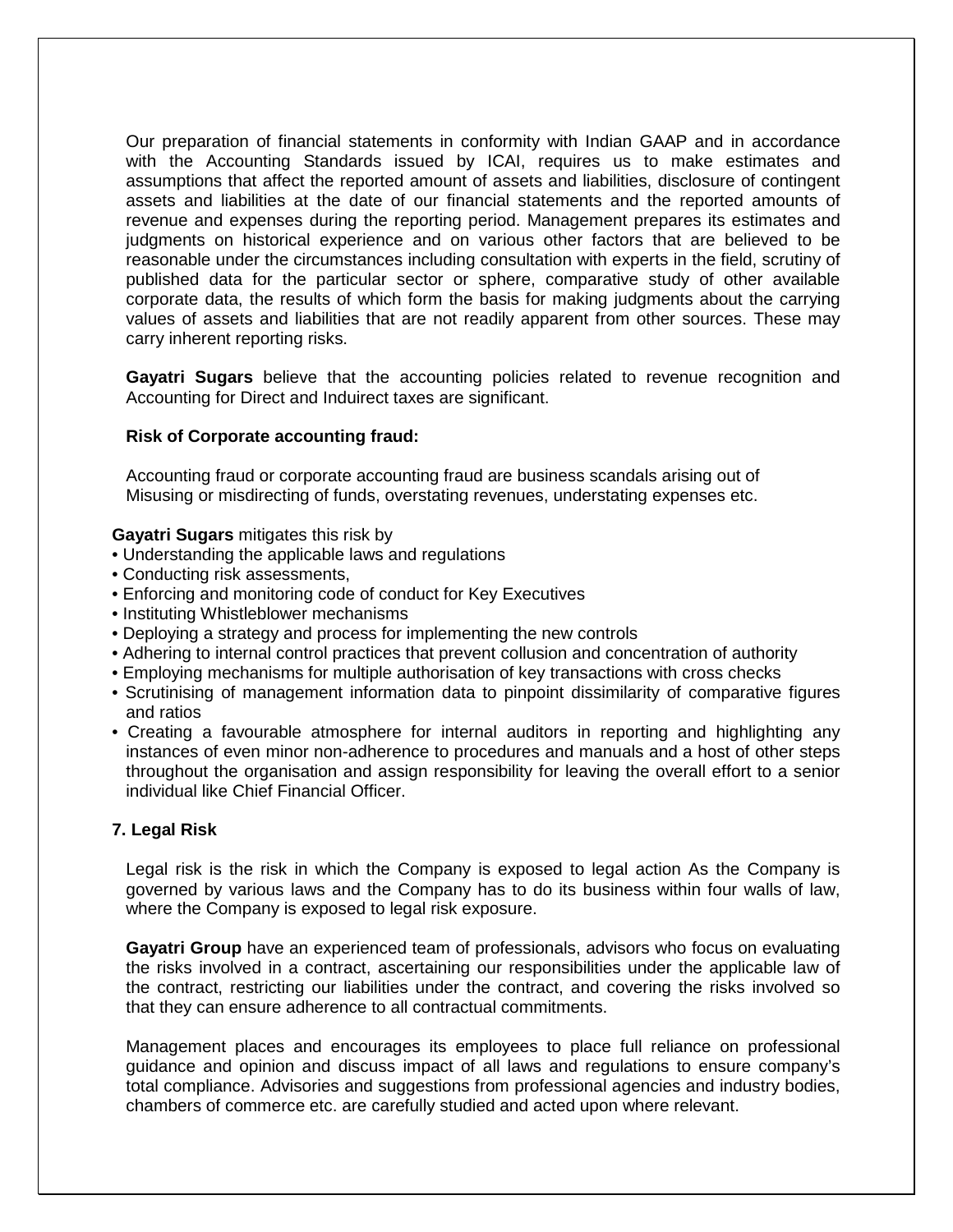Our preparation of financial statements in conformity with Indian GAAP and in accordance with the Accounting Standards issued by ICAI, requires us to make estimates and assumptions that affect the reported amount of assets and liabilities, disclosure of contingent assets and liabilities at the date of our financial statements and the reported amounts of revenue and expenses during the reporting period. Management prepares its estimates and judgments on historical experience and on various other factors that are believed to be reasonable under the circumstances including consultation with experts in the field, scrutiny of published data for the particular sector or sphere, comparative study of other available corporate data, the results of which form the basis for making judgments about the carrying values of assets and liabilities that are not readily apparent from other sources. These may carry inherent reporting risks.

**Gayatri Sugars** believe that the accounting policies related to revenue recognition and Accounting for Direct and Induirect taxes are significant.

**Risk of Corporate accounting fraud:**

Accounting fraud or corporate accounting fraud are business scandals arising out of Misusing or misdirecting of funds, overstating revenues, understating expenses etc.

**Gayatri Sugars** mitigates this risk by

- Understanding the applicable laws and regulations
- Conducting risk assessments,
- Enforcing and monitoring code of conduct for Key Executives
- Instituting Whistleblower mechanisms
- Deploying a strategy and process for implementing the new controls
- Adhering to internal control practices that prevent collusion and concentration of authority
- Employing mechanisms for multiple authorisation of key transactions with cross checks
- Scrutinising of management information data to pinpoint dissimilarity of comparative figures and ratios
- Creating a favourable atmosphere for internal auditors in reporting and highlighting any instances of even minor non-adherence to procedures and manuals and a host of other steps throughout the organisation and assign responsibility for leaving the overall effort to a senior individual like Chief Financial Officer.

**7. Legal Risk**

Legal risk is the risk in which the Company is exposed to legal action As the Company is governed by various laws and the Company has to do its business within four walls of law, where the Company is exposed to legal risk exposure.

**Gayatri Group** have an experienced team of professionals, advisors who focus on evaluating the risks involved in a contract, ascertaining our responsibilities under the applicable law of the contract, restricting our liabilities under the contract, and covering the risks involved so that they can ensure adherence to all contractual commitments.

Management places and encourages its employees to place full reliance on professional guidance and opinion and discuss impact of all laws and regulations to ensure company's total compliance. Advisories and suggestions from professional agencies and industry bodies, chambers of commerce etc. are carefully studied and acted upon where relevant.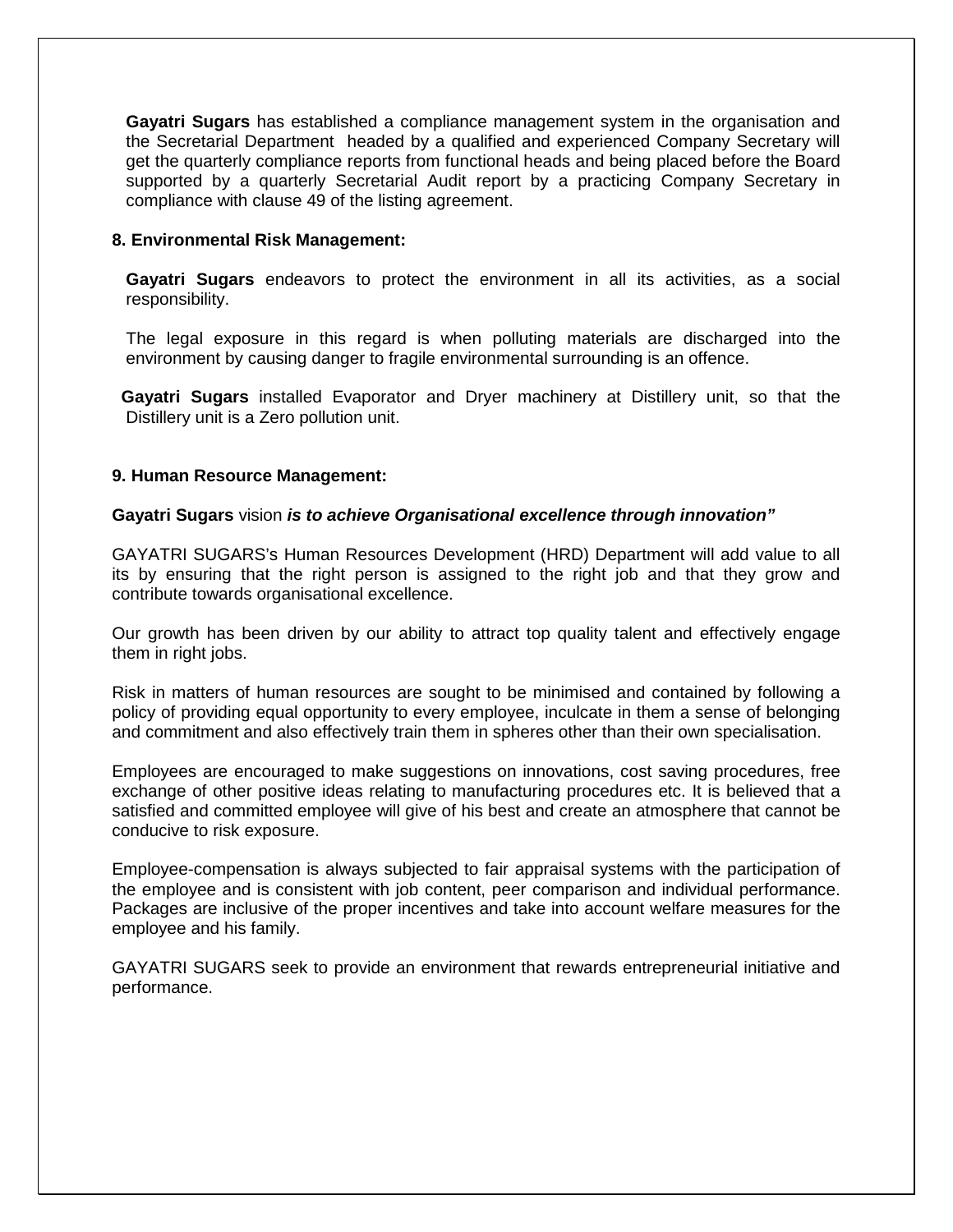**Gayatri Sugars** has established a compliance management system in the organisation and the Secretarial Department headed by a qualified and experienced Company Secretary will get the quarterly compliance reports from functional heads and being placed before the Board supported by a quarterly Secretarial Audit report by a practicing Company Secretary in compliance with clause 49 of the listing agreement.

**8. Environmental Risk Management:**

**Gayatri Sugars** endeavors to protect the environment in all its activities, as a social responsibility.

The legal exposure in this regard is when polluting materials are discharged into the environment by causing danger to fragile environmental surrounding is an offence.

**Gayatri Sugars** installed Evaporator and Dryer machinery at Distillery unit, so that the Distillery unit is a Zero pollution unit.

**9. Human Resource Management:**

**Gayatri Sugars** vision ***is to achieve Organisational excellence through innovation"***

GAYATRI SUGARS's Human Resources Development (HRD) Department will add value to all its by ensuring that the right person is assigned to the right job and that they grow and contribute towards organisational excellence.

Our growth has been driven by our ability to attract top quality talent and effectively engage them in right jobs.

Risk in matters of human resources are sought to be minimised and contained by following a policy of providing equal opportunity to every employee, inculcate in them a sense of belonging and commitment and also effectively train them in spheres other than their own specialisation.

Employees are encouraged to make suggestions on innovations, cost saving procedures, free exchange of other positive ideas relating to manufacturing procedures etc. It is believed that a satisfied and committed employee will give of his best and create an atmosphere that cannot be conducive to risk exposure.

Employee-compensation is always subjected to fair appraisal systems with the participation of the employee and is consistent with job content, peer comparison and individual performance. Packages are inclusive of the proper incentives and take into account welfare measures for the employee and his family.

GAYATRI SUGARS seek to provide an environment that rewards entrepreneurial initiative and performance.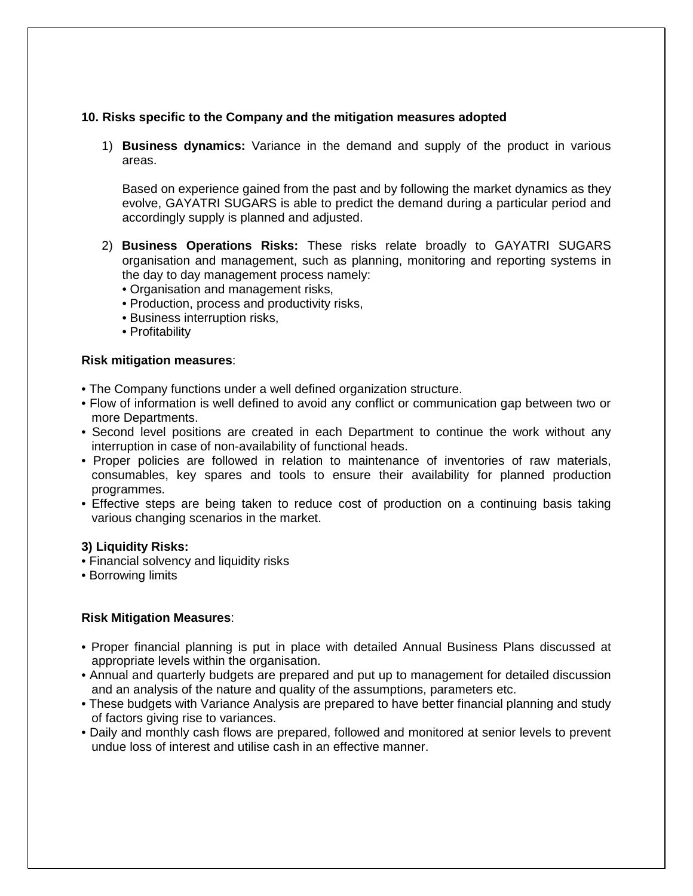### 10. Risks specific to the Company and the mitigation measures adopted

1) **Business dynamics:** Variance in the demand and supply of the product in various areas.

   Based on experience gained from the past and by following the market dynamics as they evolve, GAYATRI SUGARS is able to predict the demand during a particular period and accordingly supply is planned and adjusted.

2) **Business Operations Risks:** These risks relate broadly to GAYATRI SUGARS organisation and management, such as planning, monitoring and reporting systems in the day to day management process namely:
   - Organisation and management risks,
   - Production, process and productivity risks,
   - Business interruption risks,
   - Profitability

**Risk mitigation measures**:

- The Company functions under a well defined organization structure.
- Flow of information is well defined to avoid any conflict or communication gap between two or more Departments.
- Second level positions are created in each Department to continue the work without any interruption in case of non-availability of functional heads.
- Proper policies are followed in relation to maintenance of inventories of raw materials, consumables, key spares and tools to ensure their availability for planned production programmes.
- Effective steps are being taken to reduce cost of production on a continuing basis taking various changing scenarios in the market.

**3) Liquidity Risks:**

- Financial solvency and liquidity risks
- Borrowing limits

**Risk Mitigation Measures**:

- Proper financial planning is put in place with detailed Annual Business Plans discussed at appropriate levels within the organisation.
- Annual and quarterly budgets are prepared and put up to management for detailed discussion and an analysis of the nature and quality of the assumptions, parameters etc.
- These budgets with Variance Analysis are prepared to have better financial planning and study of factors giving rise to variances.
- Daily and monthly cash flows are prepared, followed and monitored at senior levels to prevent undue loss of interest and utilise cash in an effective manner.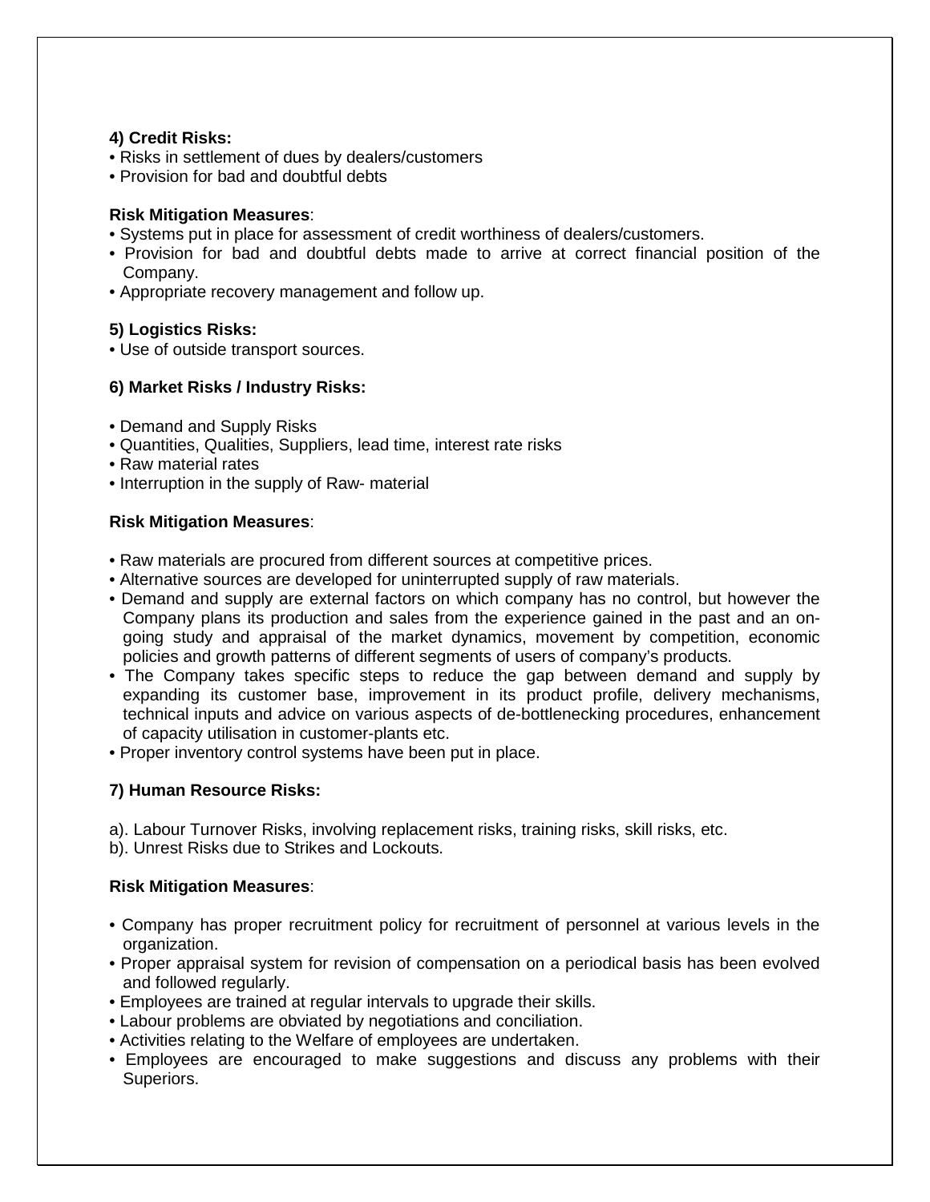**4) Credit Risks:**

- Risks in settlement of dues by dealers/customers
- Provision for bad and doubtful debts

**Risk Mitigation Measures**:

- Systems put in place for assessment of credit worthiness of dealers/customers.
- Provision for bad and doubtful debts made to arrive at correct financial position of the Company.
- Appropriate recovery management and follow up.

**5) Logistics Risks:**

- Use of outside transport sources.

**6) Market Risks / Industry Risks:**

- Demand and Supply Risks
- Quantities, Qualities, Suppliers, lead time, interest rate risks
- Raw material rates
- Interruption in the supply of Raw- material

**Risk Mitigation Measures**:

- Raw materials are procured from different sources at competitive prices.
- Alternative sources are developed for uninterrupted supply of raw materials.
- Demand and supply are external factors on which company has no control, but however the Company plans its production and sales from the experience gained in the past and an on-going study and appraisal of the market dynamics, movement by competition, economic policies and growth patterns of different segments of users of company's products.
- The Company takes specific steps to reduce the gap between demand and supply by expanding its customer base, improvement in its product profile, delivery mechanisms, technical inputs and advice on various aspects of de-bottlenecking procedures, enhancement of capacity utilisation in customer-plants etc.
- Proper inventory control systems have been put in place.

**7) Human Resource Risks:**

a). Labour Turnover Risks, involving replacement risks, training risks, skill risks, etc.
b). Unrest Risks due to Strikes and Lockouts.

**Risk Mitigation Measures**:

- Company has proper recruitment policy for recruitment of personnel at various levels in the organization.
- Proper appraisal system for revision of compensation on a periodical basis has been evolved and followed regularly.
- Employees are trained at regular intervals to upgrade their skills.
- Labour problems are obviated by negotiations and conciliation.
- Activities relating to the Welfare of employees are undertaken.
- Employees are encouraged to make suggestions and discuss any problems with their Superiors.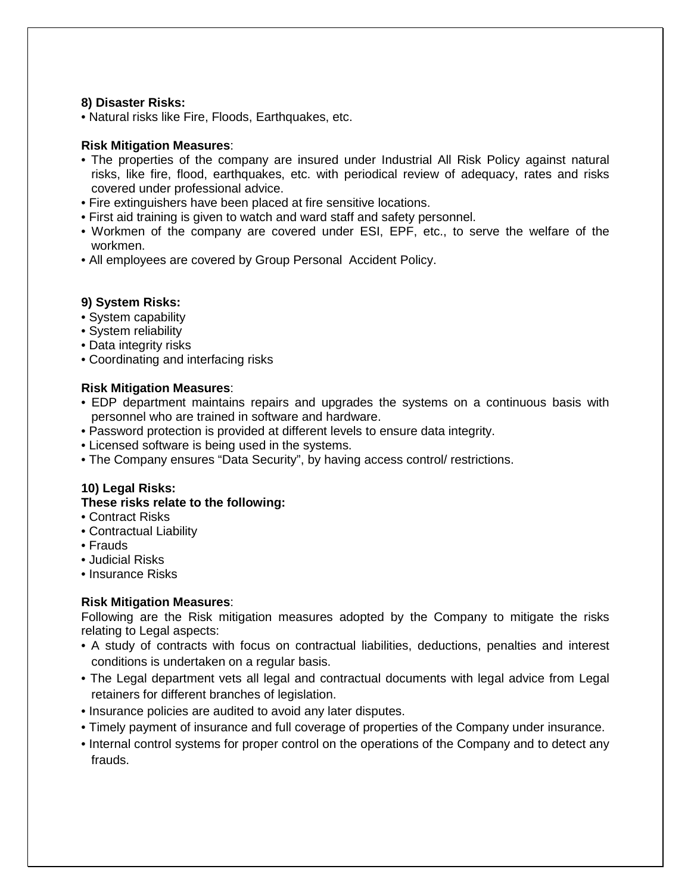**8) Disaster Risks:**

- Natural risks like Fire, Floods, Earthquakes, etc.

**Risk Mitigation Measures**:

- The properties of the company are insured under Industrial All Risk Policy against natural risks, like fire, flood, earthquakes, etc. with periodical review of adequacy, rates and risks covered under professional advice.
- Fire extinguishers have been placed at fire sensitive locations.
- First aid training is given to watch and ward staff and safety personnel.
- Workmen of the company are covered under ESI, EPF, etc., to serve the welfare of the workmen.
- All employees are covered by Group Personal Accident Policy.

**9) System Risks:**

- System capability
- System reliability
- Data integrity risks
- Coordinating and interfacing risks

**Risk Mitigation Measures**:

- EDP department maintains repairs and upgrades the systems on a continuous basis with personnel who are trained in software and hardware.
- Password protection is provided at different levels to ensure data integrity.
- Licensed software is being used in the systems.
- The Company ensures "Data Security", by having access control/ restrictions.

**10) Legal Risks:**

**These risks relate to the following:**

- Contract Risks
- Contractual Liability
- Frauds
- Judicial Risks
- Insurance Risks

**Risk Mitigation Measures**:

Following are the Risk mitigation measures adopted by the Company to mitigate the risks relating to Legal aspects:

- A study of contracts with focus on contractual liabilities, deductions, penalties and interest conditions is undertaken on a regular basis.
- The Legal department vets all legal and contractual documents with legal advice from Legal retainers for different branches of legislation.
- Insurance policies are audited to avoid any later disputes.
- Timely payment of insurance and full coverage of properties of the Company under insurance.
- Internal control systems for proper control on the operations of the Company and to detect any frauds.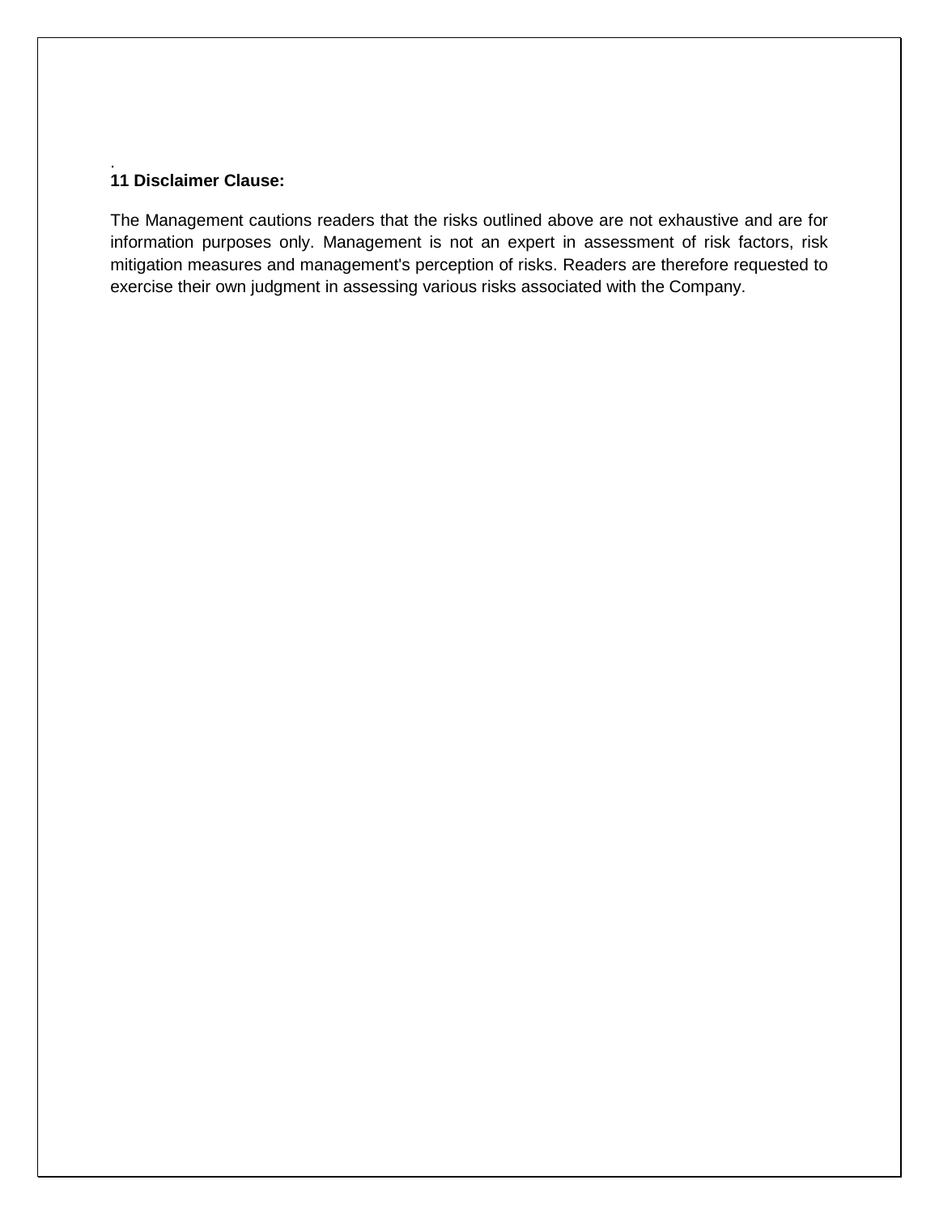.

**11 Disclaimer Clause:**

The Management cautions readers that the risks outlined above are not exhaustive and are for information purposes only. Management is not an expert in assessment of risk factors, risk mitigation measures and management's perception of risks. Readers are therefore requested to exercise their own judgment in assessing various risks associated with the Company.